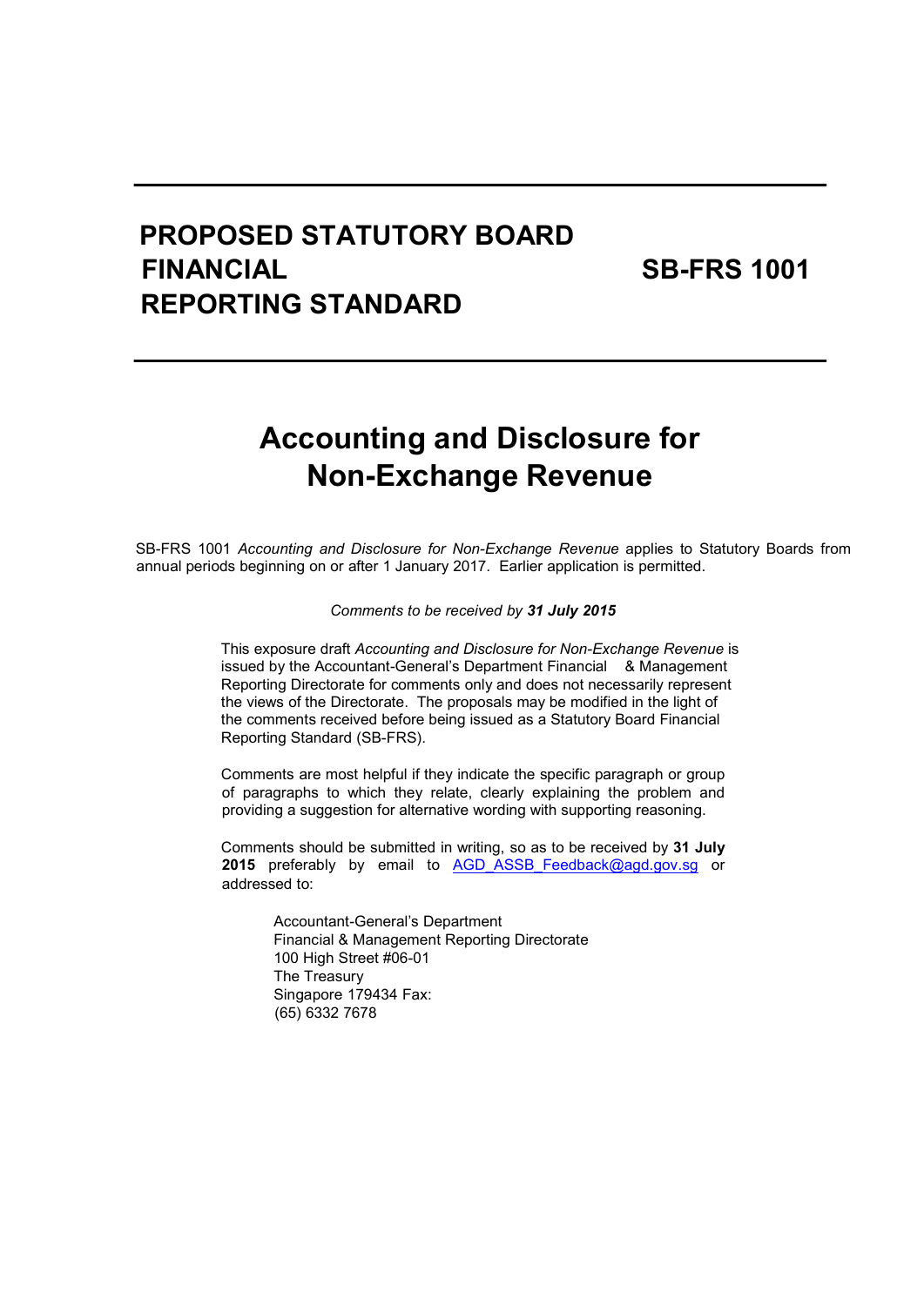# PROPOSED STATUTORY BOARD FINANCIAL REPORTING STANDARD

# SB-FRS 1001

## Accounting and Disclosure for Non-Exchange Revenue

SB-FRS 1001 *Accounting and Disclosure for Non-Exchange Revenue* applies to Statutory Boards from annual periods beginning on or after 1 January 2017. Earlier application is permitted.

*Comments to be received by* ***31 July 2015***

This exposure draft *Accounting and Disclosure for Non-Exchange Revenue* is issued by the Accountant-General's Department Financial & Management Reporting Directorate for comments only and does not necessarily represent the views of the Directorate. The proposals may be modified in the light of the comments received before being issued as a Statutory Board Financial Reporting Standard (SB-FRS).

Comments are most helpful if they indicate the specific paragraph or group of paragraphs to which they relate, clearly explaining the problem and providing a suggestion for alternative wording with supporting reasoning.

Comments should be submitted in writing, so as to be received by **31 July 2015** preferably by email to AGD_ASSB_Feedback@agd.gov.sg or addressed to:

Accountant-General's Department
Financial & Management Reporting Directorate
100 High Street #06-01
The Treasury
Singapore 179434 Fax:
(65) 6332 7678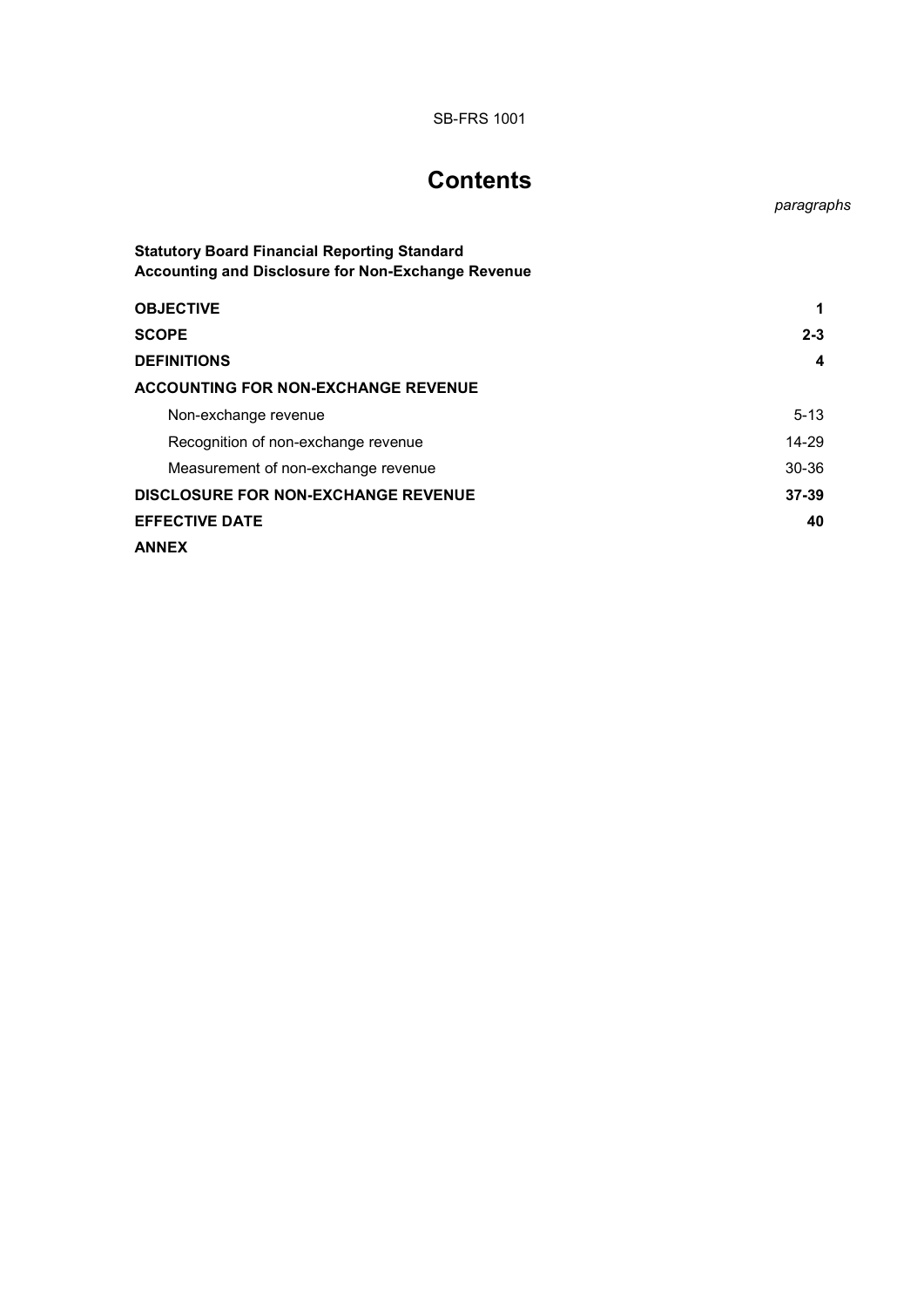# Contents

*paragraphs*

**Statutory Board Financial Reporting Standard**
**Accounting and Disclosure for Non-Exchange Revenue**

| | |
|---|---|
| **OBJECTIVE** | **1** |
| **SCOPE** | **2-3** |
| **DEFINITIONS** | **4** |
| **ACCOUNTING FOR NON-EXCHANGE REVENUE** | |
| Non-exchange revenue | 5-13 |
| Recognition of non-exchange revenue | 14-29 |
| Measurement of non-exchange revenue | 30-36 |
| **DISCLOSURE FOR NON-EXCHANGE REVENUE** | **37-39** |
| **EFFECTIVE DATE** | **40** |
| **ANNEX** | |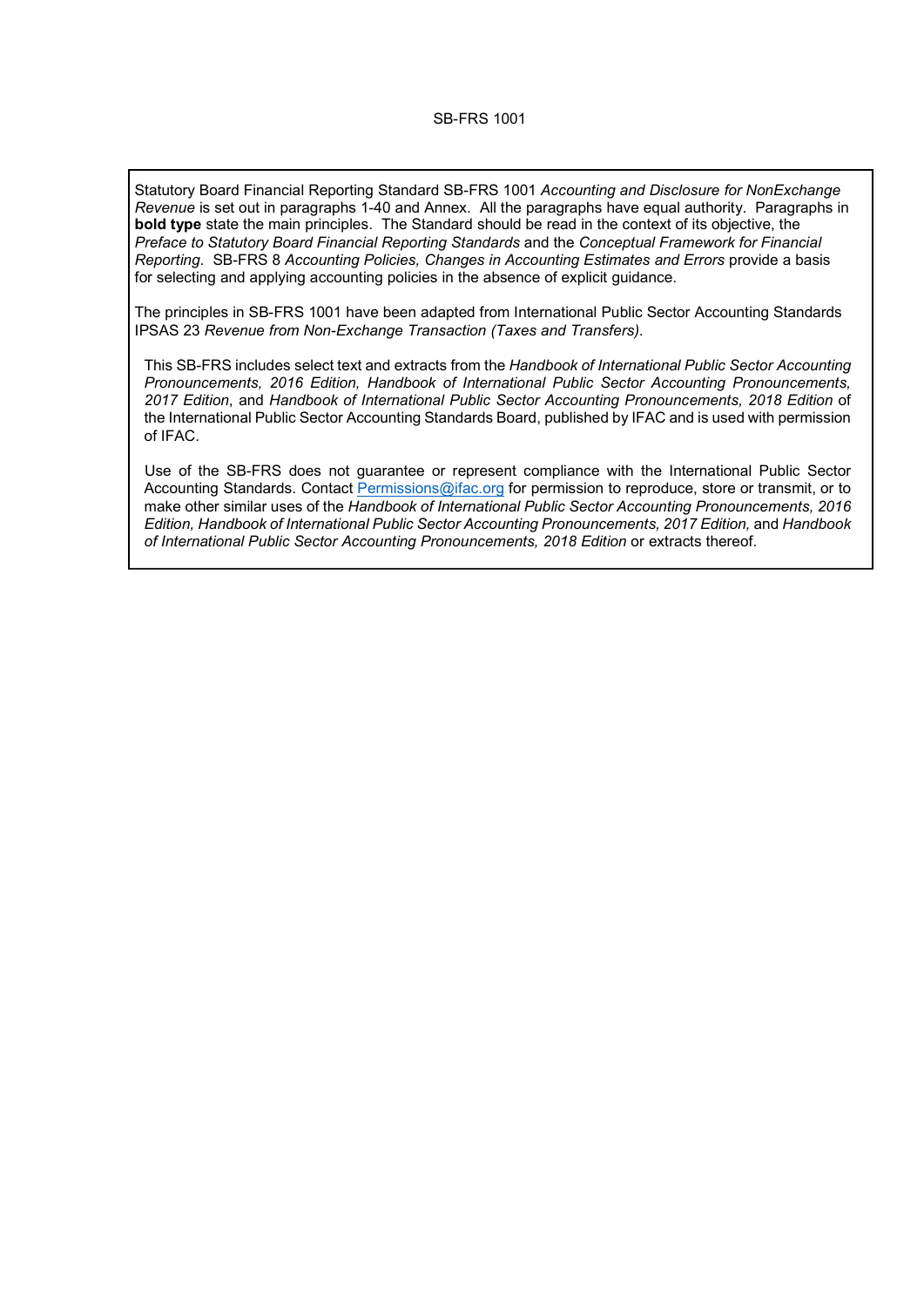Statutory Board Financial Reporting Standard SB-FRS 1001 *Accounting and Disclosure for NonExchange Revenue* is set out in paragraphs 1-40 and Annex. All the paragraphs have equal authority. Paragraphs in **bold type** state the main principles. The Standard should be read in the context of its objective, the *Preface to Statutory Board Financial Reporting Standards* and the *Conceptual Framework for Financial Reporting*. SB-FRS 8 *Accounting Policies, Changes in Accounting Estimates and Errors* provide a basis for selecting and applying accounting policies in the absence of explicit guidance.

The principles in SB-FRS 1001 have been adapted from International Public Sector Accounting Standards IPSAS 23 *Revenue from Non-Exchange Transaction (Taxes and Transfers)*.

This SB-FRS includes select text and extracts from the *Handbook of International Public Sector Accounting Pronouncements, 2016 Edition, Handbook of International Public Sector Accounting Pronouncements, 2017 Edition*, and *Handbook of International Public Sector Accounting Pronouncements, 2018 Edition* of the International Public Sector Accounting Standards Board, published by IFAC and is used with permission of IFAC.

Use of the SB-FRS does not guarantee or represent compliance with the International Public Sector Accounting Standards. Contact Permissions@ifac.org for permission to reproduce, store or transmit, or to make other similar uses of the *Handbook of International Public Sector Accounting Pronouncements, 2016 Edition, Handbook of International Public Sector Accounting Pronouncements, 2017 Edition,* and *Handbook of International Public Sector Accounting Pronouncements, 2018 Edition* or extracts thereof.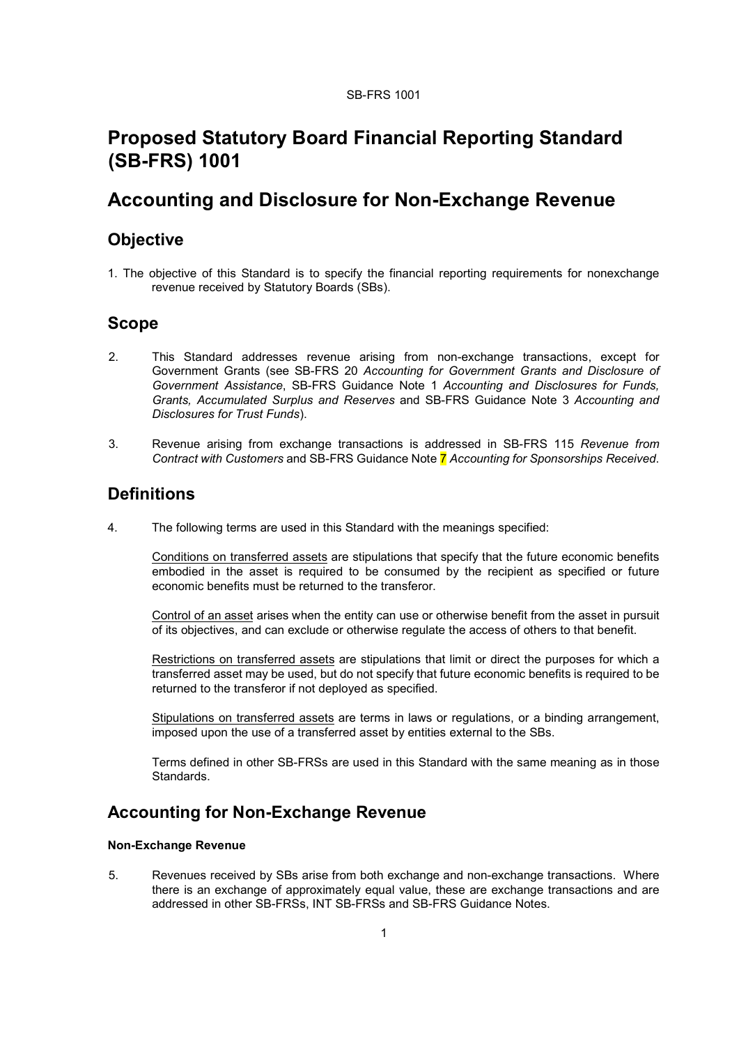# Proposed Statutory Board Financial Reporting Standard (SB-FRS) 1001

# Accounting and Disclosure for Non-Exchange Revenue

## Objective

1. The objective of this Standard is to specify the financial reporting requirements for nonexchange revenue received by Statutory Boards (SBs).

## Scope

2. This Standard addresses revenue arising from non-exchange transactions, except for Government Grants (see SB-FRS 20 *Accounting for Government Grants and Disclosure of Government Assistance*, SB-FRS Guidance Note 1 *Accounting and Disclosures for Funds, Grants, Accumulated Surplus and Reserves* and SB-FRS Guidance Note 3 *Accounting and Disclosures for Trust Funds*).

3. Revenue arising from exchange transactions is addressed in SB-FRS 115 *Revenue from Contract with Customers* and SB-FRS Guidance Note 7 *Accounting for Sponsorships Received*.

## Definitions

4. The following terms are used in this Standard with the meanings specified:

   Conditions on transferred assets are stipulations that specify that the future economic benefits embodied in the asset is required to be consumed by the recipient as specified or future economic benefits must be returned to the transferor.

   Control of an asset arises when the entity can use or otherwise benefit from the asset in pursuit of its objectives, and can exclude or otherwise regulate the access of others to that benefit.

   Restrictions on transferred assets are stipulations that limit or direct the purposes for which a transferred asset may be used, but do not specify that future economic benefits is required to be returned to the transferor if not deployed as specified.

   Stipulations on transferred assets are terms in laws or regulations, or a binding arrangement, imposed upon the use of a transferred asset by entities external to the SBs.

   Terms defined in other SB-FRSs are used in this Standard with the same meaning as in those Standards.

## Accounting for Non-Exchange Revenue

**Non-Exchange Revenue**

5. Revenues received by SBs arise from both exchange and non-exchange transactions. Where there is an exchange of approximately equal value, these are exchange transactions and are addressed in other SB-FRSs, INT SB-FRSs and SB-FRS Guidance Notes.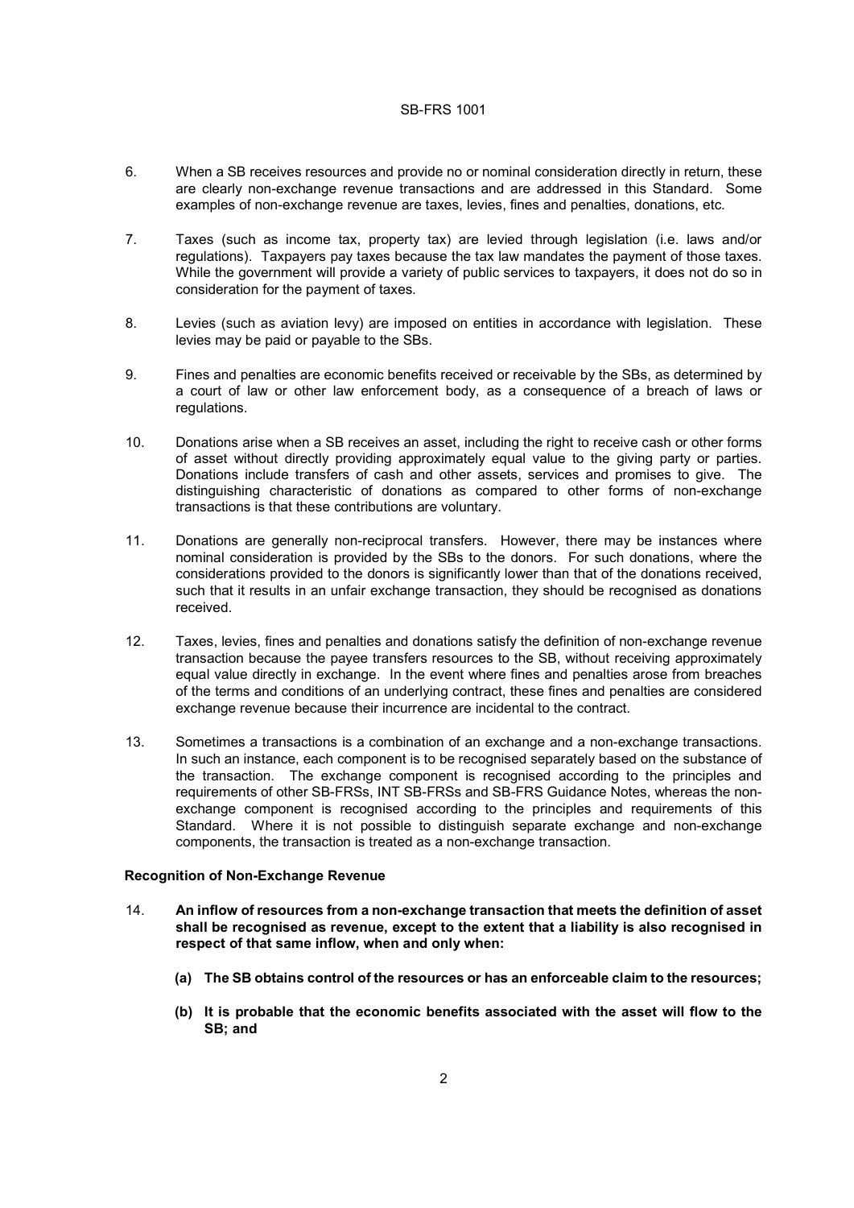6. When a SB receives resources and provide no or nominal consideration directly in return, these are clearly non-exchange revenue transactions and are addressed in this Standard. Some examples of non-exchange revenue are taxes, levies, fines and penalties, donations, etc.

7. Taxes (such as income tax, property tax) are levied through legislation (i.e. laws and/or regulations). Taxpayers pay taxes because the tax law mandates the payment of those taxes. While the government will provide a variety of public services to taxpayers, it does not do so in consideration for the payment of taxes.

8. Levies (such as aviation levy) are imposed on entities in accordance with legislation. These levies may be paid or payable to the SBs.

9. Fines and penalties are economic benefits received or receivable by the SBs, as determined by a court of law or other law enforcement body, as a consequence of a breach of laws or regulations.

10. Donations arise when a SB receives an asset, including the right to receive cash or other forms of asset without directly providing approximately equal value to the giving party or parties. Donations include transfers of cash and other assets, services and promises to give. The distinguishing characteristic of donations as compared to other forms of non-exchange transactions is that these contributions are voluntary.

11. Donations are generally non-reciprocal transfers. However, there may be instances where nominal consideration is provided by the SBs to the donors. For such donations, where the considerations provided to the donors is significantly lower than that of the donations received, such that it results in an unfair exchange transaction, they should be recognised as donations received.

12. Taxes, levies, fines and penalties and donations satisfy the definition of non-exchange revenue transaction because the payee transfers resources to the SB, without receiving approximately equal value directly in exchange. In the event where fines and penalties arose from breaches of the terms and conditions of an underlying contract, these fines and penalties are considered exchange revenue because their incurrence are incidental to the contract.

13. Sometimes a transactions is a combination of an exchange and a non-exchange transactions. In such an instance, each component is to be recognised separately based on the substance of the transaction. The exchange component is recognised according to the principles and requirements of other SB-FRSs, INT SB-FRSs and SB-FRS Guidance Notes, whereas the non-exchange component is recognised according to the principles and requirements of this Standard. Where it is not possible to distinguish separate exchange and non-exchange components, the transaction is treated as a non-exchange transaction.

**Recognition of Non-Exchange Revenue**

14. **An inflow of resources from a non-exchange transaction that meets the definition of asset shall be recognised as revenue, except to the extent that a liability is also recognised in respect of that same inflow, when and only when:**

    **(a) The SB obtains control of the resources or has an enforceable claim to the resources;**

    **(b) It is probable that the economic benefits associated with the asset will flow to the SB; and**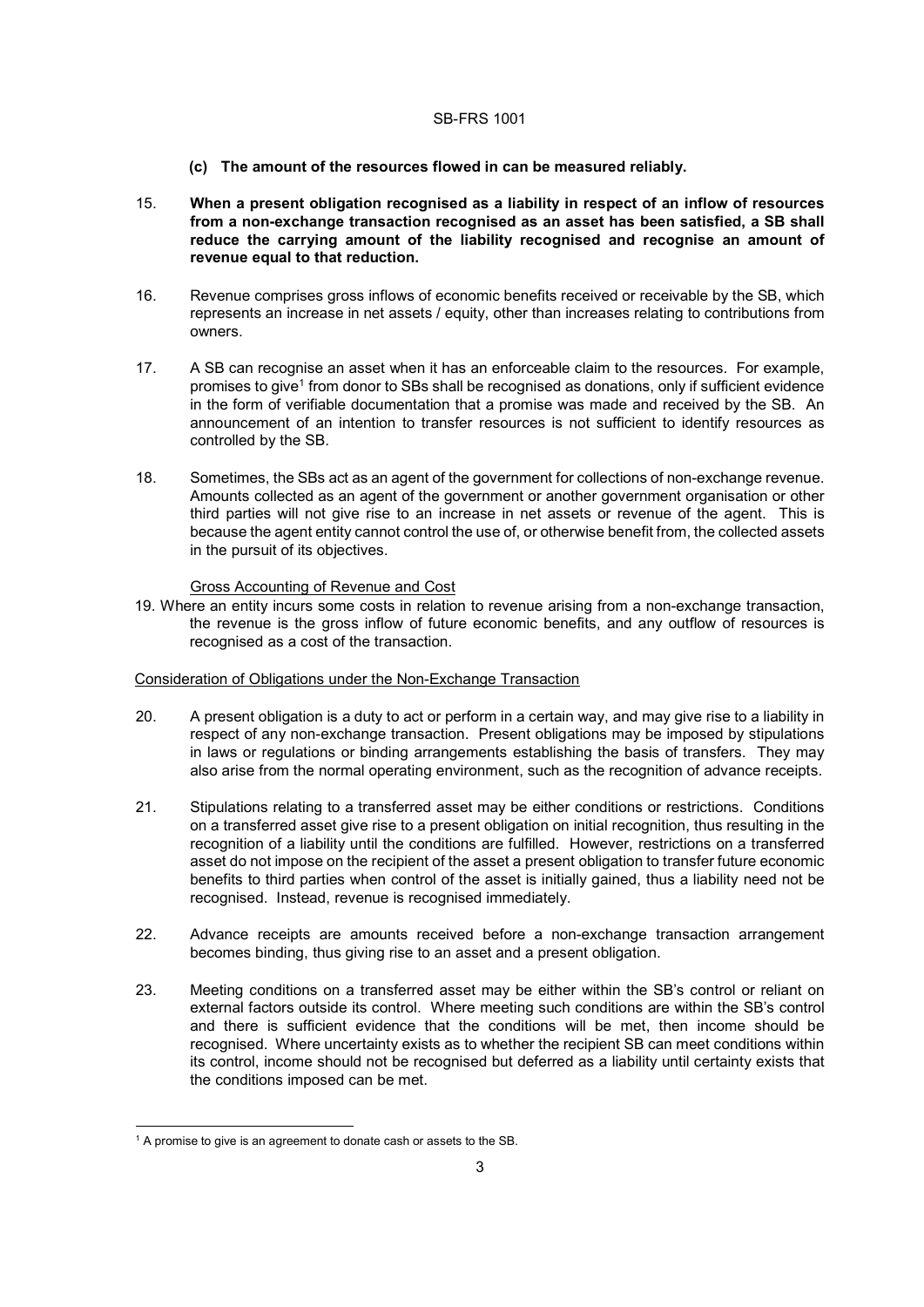**(c) The amount of the resources flowed in can be measured reliably.**

15. **When a present obligation recognised as a liability in respect of an inflow of resources from a non-exchange transaction recognised as an asset has been satisfied, a SB shall reduce the carrying amount of the liability recognised and recognise an amount of revenue equal to that reduction.**

16. Revenue comprises gross inflows of economic benefits received or receivable by the SB, which represents an increase in net assets / equity, other than increases relating to contributions from owners.

17. A SB can recognise an asset when it has an enforceable claim to the resources. For example, promises to give[1] from donor to SBs shall be recognised as donations, only if sufficient evidence in the form of verifiable documentation that a promise was made and received by the SB. An announcement of an intention to transfer resources is not sufficient to identify resources as controlled by the SB.

18. Sometimes, the SBs act as an agent of the government for collections of non-exchange revenue. Amounts collected as an agent of the government or another government organisation or other third parties will not give rise to an increase in net assets or revenue of the agent. This is because the agent entity cannot control the use of, or otherwise benefit from, the collected assets in the pursuit of its objectives.

<u>Gross Accounting of Revenue and Cost</u>

19. Where an entity incurs some costs in relation to revenue arising from a non-exchange transaction, the revenue is the gross inflow of future economic benefits, and any outflow of resources is recognised as a cost of the transaction.

<u>Consideration of Obligations under the Non-Exchange Transaction</u>

20. A present obligation is a duty to act or perform in a certain way, and may give rise to a liability in respect of any non-exchange transaction. Present obligations may be imposed by stipulations in laws or regulations or binding arrangements establishing the basis of transfers. They may also arise from the normal operating environment, such as the recognition of advance receipts.

21. Stipulations relating to a transferred asset may be either conditions or restrictions. Conditions on a transferred asset give rise to a present obligation on initial recognition, thus resulting in the recognition of a liability until the conditions are fulfilled. However, restrictions on a transferred asset do not impose on the recipient of the asset a present obligation to transfer future economic benefits to third parties when control of the asset is initially gained, thus a liability need not be recognised. Instead, revenue is recognised immediately.

22. Advance receipts are amounts received before a non-exchange transaction arrangement becomes binding, thus giving rise to an asset and a present obligation.

23. Meeting conditions on a transferred asset may be either within the SB's control or reliant on external factors outside its control. Where meeting such conditions are within the SB's control and there is sufficient evidence that the conditions will be met, then income should be recognised. Where uncertainty exists as to whether the recipient SB can meet conditions within its control, income should not be recognised but deferred as a liability until certainty exists that the conditions imposed can be met.

---

[1] A promise to give is an agreement to donate cash or assets to the SB.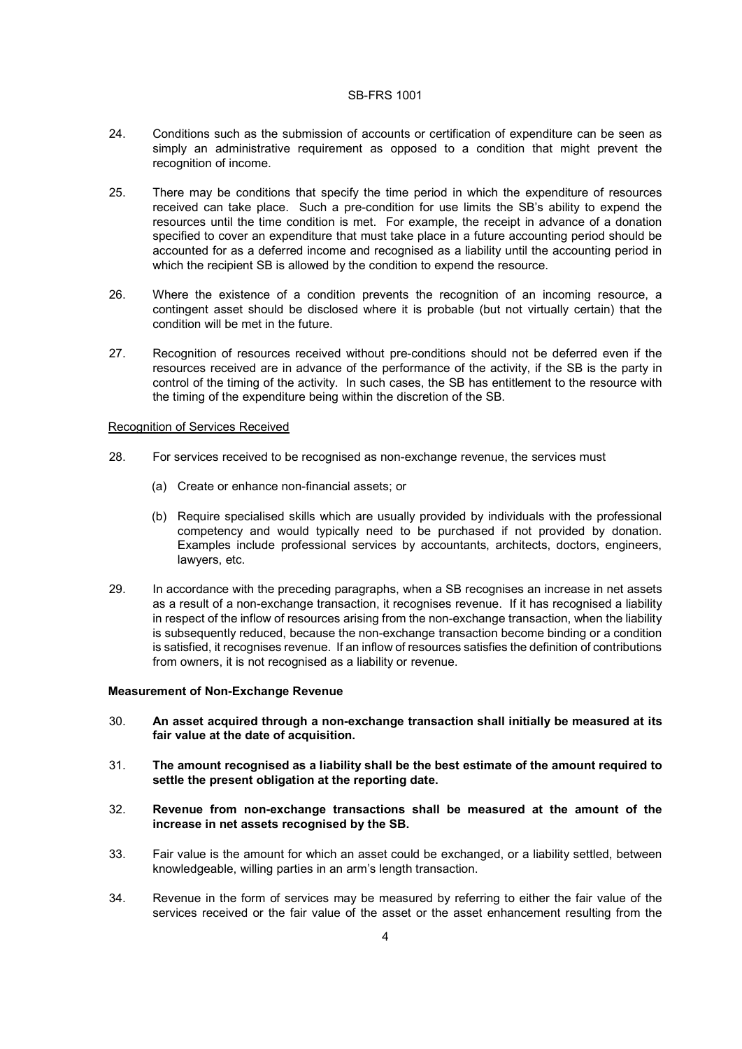24. Conditions such as the submission of accounts or certification of expenditure can be seen as simply an administrative requirement as opposed to a condition that might prevent the recognition of income.

25. There may be conditions that specify the time period in which the expenditure of resources received can take place. Such a pre-condition for use limits the SB's ability to expend the resources until the time condition is met. For example, the receipt in advance of a donation specified to cover an expenditure that must take place in a future accounting period should be accounted for as a deferred income and recognised as a liability until the accounting period in which the recipient SB is allowed by the condition to expend the resource.

26. Where the existence of a condition prevents the recognition of an incoming resource, a contingent asset should be disclosed where it is probable (but not virtually certain) that the condition will be met in the future.

27. Recognition of resources received without pre-conditions should not be deferred even if the resources received are in advance of the performance of the activity, if the SB is the party in control of the timing of the activity. In such cases, the SB has entitlement to the resource with the timing of the expenditure being within the discretion of the SB.

Recognition of Services Received

28. For services received to be recognised as non-exchange revenue, the services must

   (a) Create or enhance non-financial assets; or

   (b) Require specialised skills which are usually provided by individuals with the professional competency and would typically need to be purchased if not provided by donation. Examples include professional services by accountants, architects, doctors, engineers, lawyers, etc.

29. In accordance with the preceding paragraphs, when a SB recognises an increase in net assets as a result of a non-exchange transaction, it recognises revenue. If it has recognised a liability in respect of the inflow of resources arising from the non-exchange transaction, when the liability is subsequently reduced, because the non-exchange transaction become binding or a condition is satisfied, it recognises revenue. If an inflow of resources satisfies the definition of contributions from owners, it is not recognised as a liability or revenue.

**Measurement of Non-Exchange Revenue**

30. **An asset acquired through a non-exchange transaction shall initially be measured at its fair value at the date of acquisition.**

31. **The amount recognised as a liability shall be the best estimate of the amount required to settle the present obligation at the reporting date.**

32. **Revenue from non-exchange transactions shall be measured at the amount of the increase in net assets recognised by the SB.**

33. Fair value is the amount for which an asset could be exchanged, or a liability settled, between knowledgeable, willing parties in an arm's length transaction.

34. Revenue in the form of services may be measured by referring to either the fair value of the services received or the fair value of the asset or the asset enhancement resulting from the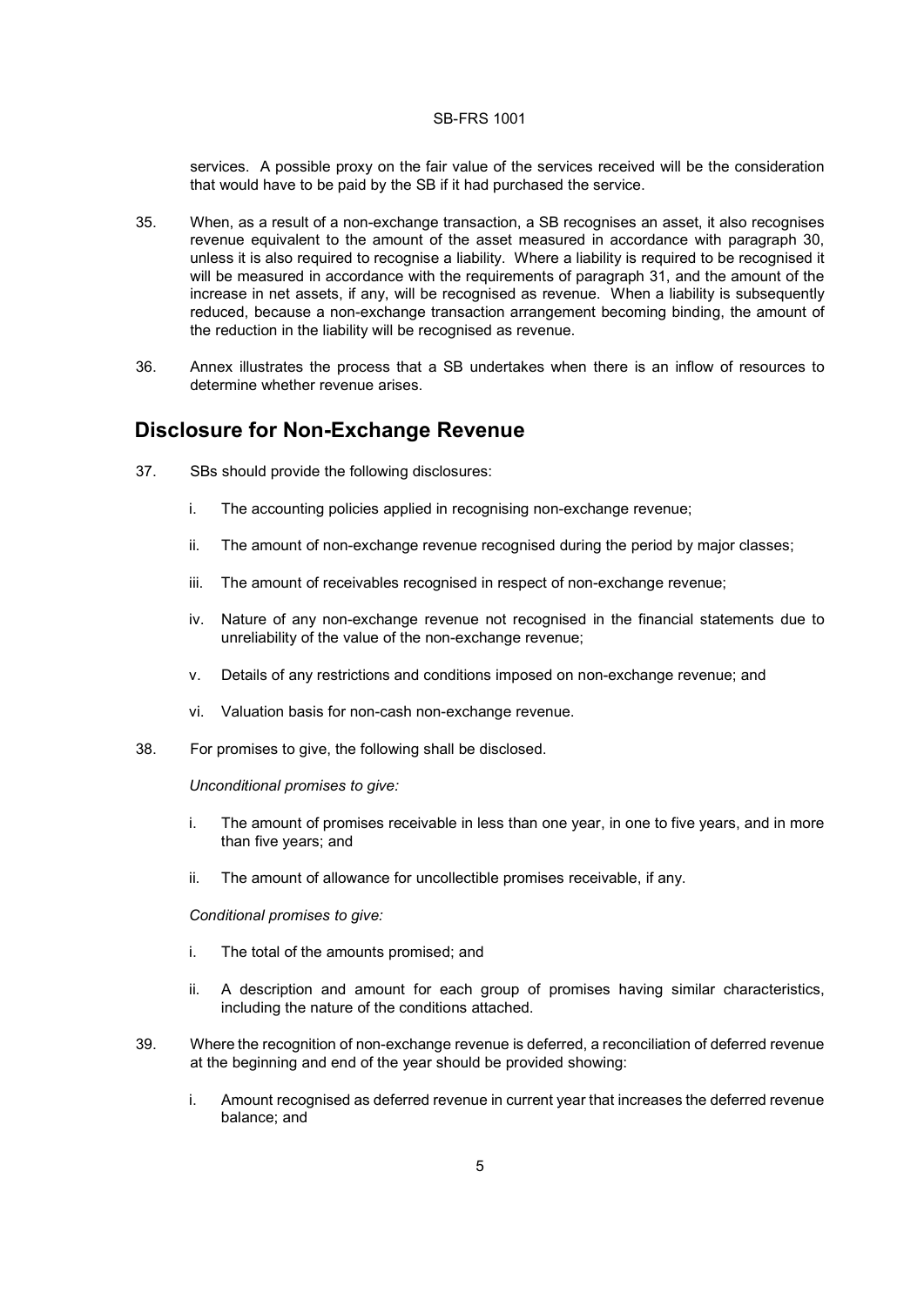services. A possible proxy on the fair value of the services received will be the consideration that would have to be paid by the SB if it had purchased the service.

35. When, as a result of a non-exchange transaction, a SB recognises an asset, it also recognises revenue equivalent to the amount of the asset measured in accordance with paragraph 30, unless it is also required to recognise a liability. Where a liability is required to be recognised it will be measured in accordance with the requirements of paragraph 31, and the amount of the increase in net assets, if any, will be recognised as revenue. When a liability is subsequently reduced, because a non-exchange transaction arrangement becoming binding, the amount of the reduction in the liability will be recognised as revenue.

36. Annex illustrates the process that a SB undertakes when there is an inflow of resources to determine whether revenue arises.

## Disclosure for Non-Exchange Revenue

37. SBs should provide the following disclosures:

    i. The accounting policies applied in recognising non-exchange revenue;

    ii. The amount of non-exchange revenue recognised during the period by major classes;

    iii. The amount of receivables recognised in respect of non-exchange revenue;

    iv. Nature of any non-exchange revenue not recognised in the financial statements due to unreliability of the value of the non-exchange revenue;

    v. Details of any restrictions and conditions imposed on non-exchange revenue; and

    vi. Valuation basis for non-cash non-exchange revenue.

38. For promises to give, the following shall be disclosed.

    *Unconditional promises to give:*

    i. The amount of promises receivable in less than one year, in one to five years, and in more than five years; and

    ii. The amount of allowance for uncollectible promises receivable, if any.

    *Conditional promises to give:*

    i. The total of the amounts promised; and

    ii. A description and amount for each group of promises having similar characteristics, including the nature of the conditions attached.

39. Where the recognition of non-exchange revenue is deferred, a reconciliation of deferred revenue at the beginning and end of the year should be provided showing:

    i. Amount recognised as deferred revenue in current year that increases the deferred revenue balance; and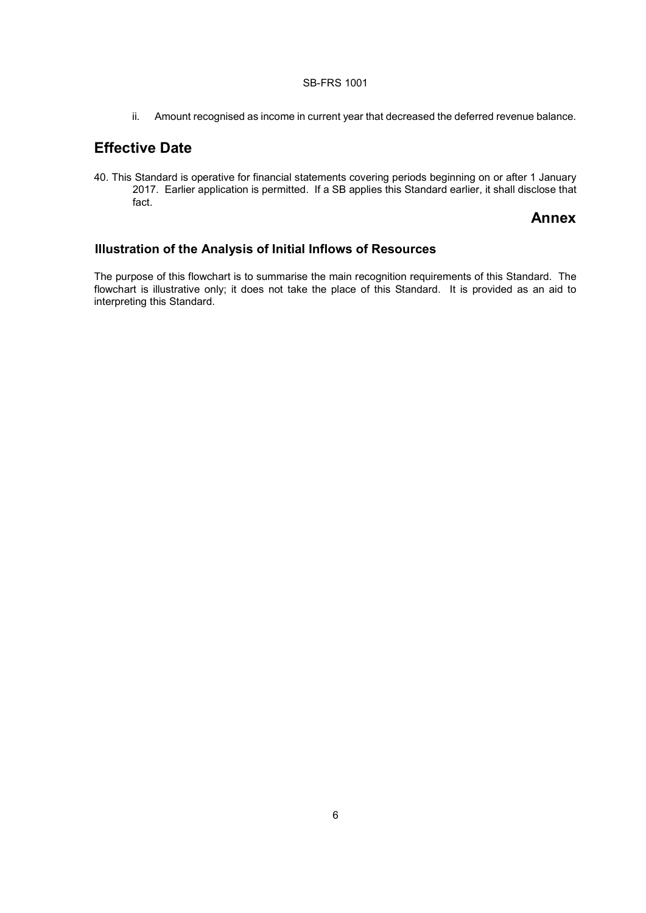ii. Amount recognised as income in current year that decreased the deferred revenue balance.

## Effective Date

40. This Standard is operative for financial statements covering periods beginning on or after 1 January 2017. Earlier application is permitted. If a SB applies this Standard earlier, it shall disclose that fact.

## Annex

### Illustration of the Analysis of Initial Inflows of Resources

The purpose of this flowchart is to summarise the main recognition requirements of this Standard. The flowchart is illustrative only; it does not take the place of this Standard. It is provided as an aid to interpreting this Standard.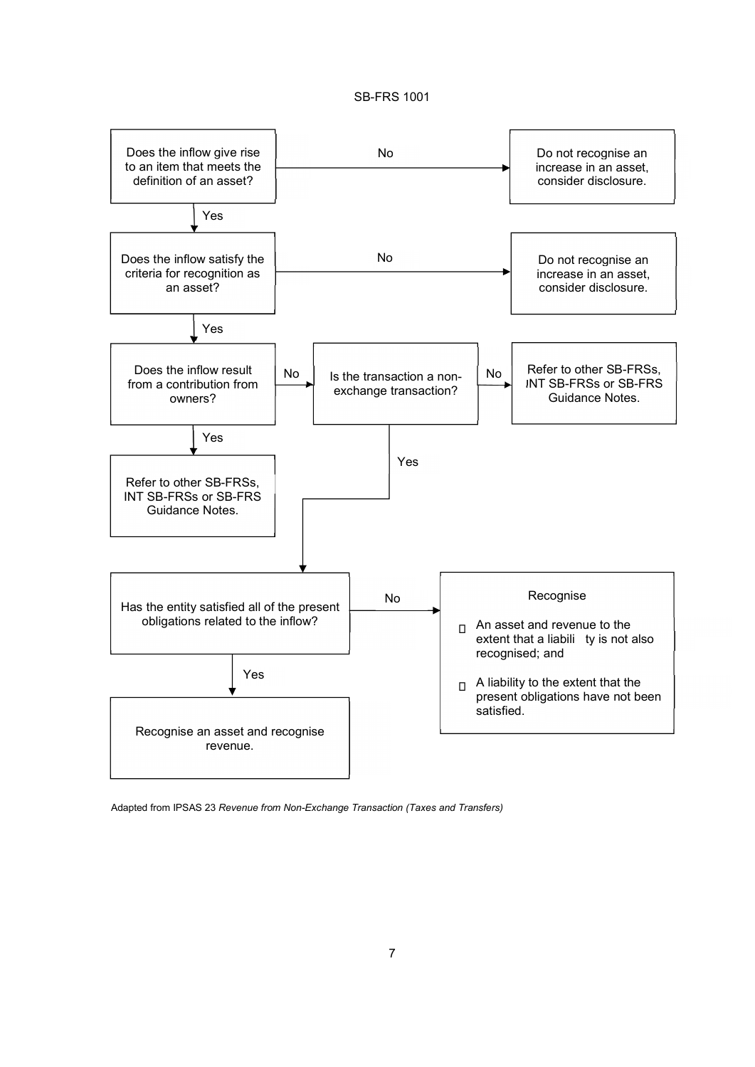Does the inflow give rise to an item that meets the definition of an asset?

No

Do not recognise an increase in an asset, consider disclosure.

Yes

Does the inflow satisfy the criteria for recognition as an asset?

No

Do not recognise an increase in an asset, consider disclosure.

Yes

Does the inflow result from a contribution from owners?

No

Is the transaction a non-exchange transaction?

No

Refer to other SB-FRSs, INT SB-FRSs or SB-FRS Guidance Notes.

Yes

Refer to other SB-FRSs, INT SB-FRSs or SB-FRS Guidance Notes.

Yes

Has the entity satisfied all of the present obligations related to the inflow?

No

Recognise

- An asset and revenue to the extent that a liabili ty is not also recognised; and
- A liability to the extent that the present obligations have not been satisfied.

Yes

Recognise an asset and recognise revenue.

Adapted from IPSAS 23 *Revenue from Non-Exchange Transaction (Taxes and Transfers)*